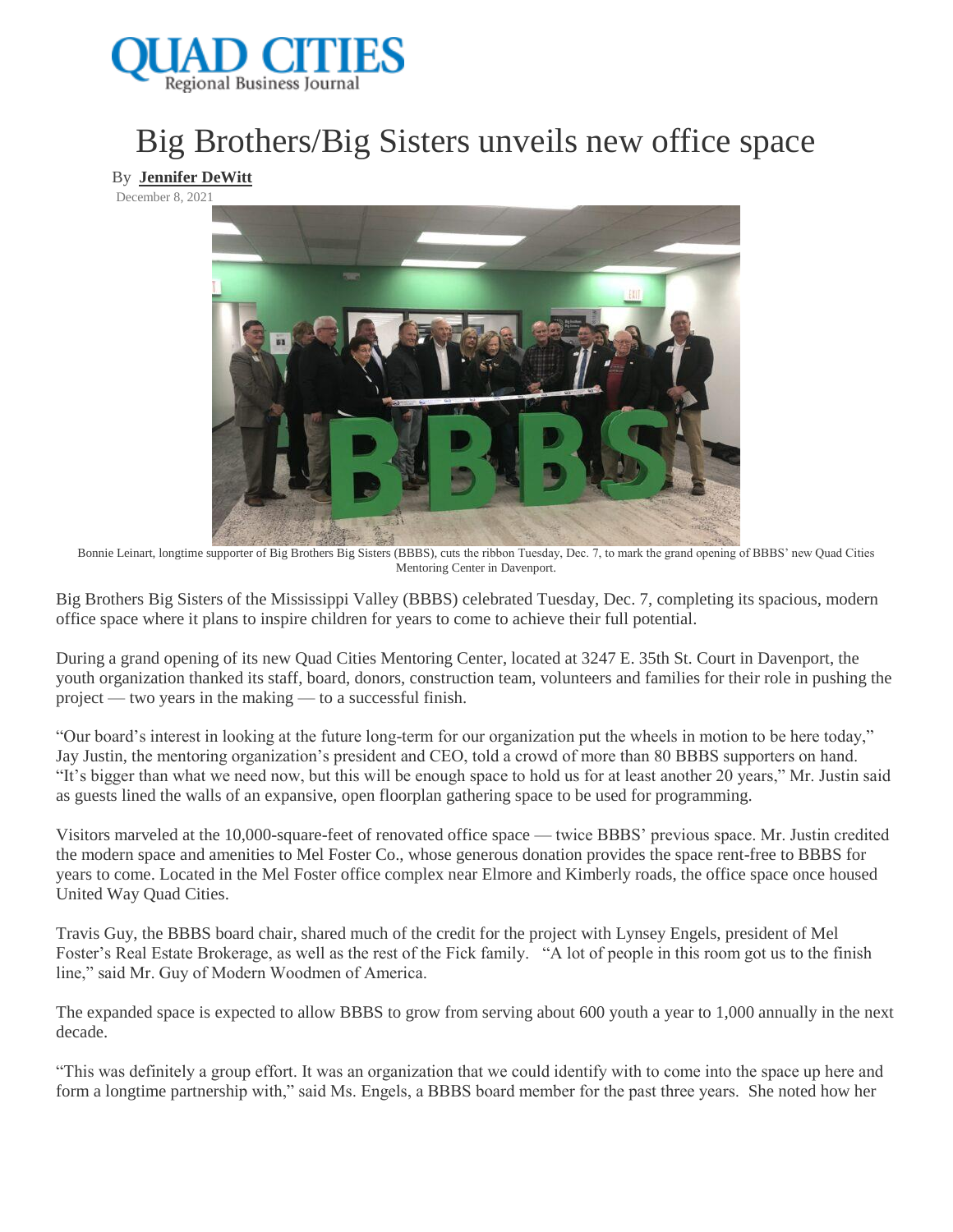# Big Brothers/Big Sisters unveils new office space

By **Jennifer DeWitt**

December 8, 2021

Bonnie Leinart, longtime supporter of Big Brothers Big Sisters (BBBS), cuts the ribbon Tuesday, Dec. 7, to mark the grand opening of BBBS' new Quad Cities Mentoring Center in Davenport.

Big Brothers Big Sisters of the Mississippi Valley (BBBS) celebrated Tuesday, Dec. 7, completing its spacious, modern office space where it plans to inspire children for years to come to achieve their full potential.

During a grand opening of its new Quad Cities Mentoring Center, located at 3247 E. 35th St. Court in Davenport, the youth organization thanked its staff, board, donors, construction team, volunteers and families for their role in pushing the project — two years in the making — to a successful finish.

"Our board's interest in looking at the future long-term for our organization put the wheels in motion to be here today," Jay Justin, the mentoring organization's president and CEO, told a crowd of more than 80 BBBS supporters on hand. "It's bigger than what we need now, but this will be enough space to hold us for at least another 20 years," Mr. Justin said as guests lined the walls of an expansive, open floorplan gathering space to be used for programming.

Visitors marveled at the 10,000-square-feet of renovated office space — twice BBBS' previous space. Mr. Justin credited the modern space and amenities to Mel Foster Co., whose generous donation provides the space rent-free to BBBS for years to come. Located in the Mel Foster office complex near Elmore and Kimberly roads, the office space once housed United Way Quad Cities.

Travis Guy, the BBBS board chair, shared much of the credit for the project with Lynsey Engels, president of Mel Foster's Real Estate Brokerage, as well as the rest of the Fick family. "A lot of people in this room got us to the finish line," said Mr. Guy of Modern Woodmen of America.

The expanded space is expected to allow BBBS to grow from serving about 600 youth a year to 1,000 annually in the next decade.

"This was definitely a group effort. It was an organization that we could identify with to come into the space up here and form a longtime partnership with," said Ms. Engels, a BBBS board member for the past three years. She noted how her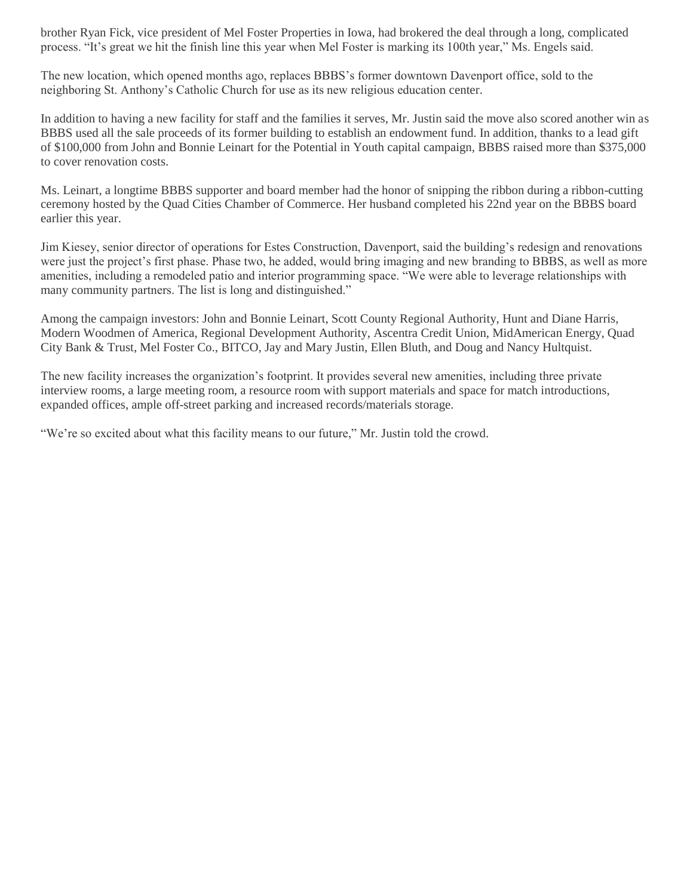brother Ryan Fick, vice president of Mel Foster Properties in Iowa, had brokered the deal through a long, complicated process. “It’s great we hit the finish line this year when Mel Foster is marking its 100th year,” Ms. Engels said.

The new location, which opened months ago, replaces BBBS’s former downtown Davenport office, sold to the neighboring St. Anthony’s Catholic Church for use as its new religious education center.

In addition to having a new facility for staff and the families it serves, Mr. Justin said the move also scored another win as BBBS used all the sale proceeds of its former building to establish an endowment fund. In addition, thanks to a lead gift of $100,000 from John and Bonnie Leinart for the Potential in Youth capital campaign, BBBS raised more than $375,000 to cover renovation costs.

Ms. Leinart, a longtime BBBS supporter and board member had the honor of snipping the ribbon during a ribbon-cutting ceremony hosted by the Quad Cities Chamber of Commerce. Her husband completed his 22nd year on the BBBS board earlier this year.

Jim Kiesey, senior director of operations for Estes Construction, Davenport, said the building’s redesign and renovations were just the project’s first phase. Phase two, he added, would bring imaging and new branding to BBBS, as well as more amenities, including a remodeled patio and interior programming space. “We were able to leverage relationships with many community partners. The list is long and distinguished.”

Among the campaign investors: John and Bonnie Leinart, Scott County Regional Authority, Hunt and Diane Harris, Modern Woodmen of America, Regional Development Authority, Ascentra Credit Union, MidAmerican Energy, Quad City Bank & Trust, Mel Foster Co., BITCO, Jay and Mary Justin, Ellen Bluth, and Doug and Nancy Hultquist.

The new facility increases the organization’s footprint. It provides several new amenities, including three private interview rooms, a large meeting room, a resource room with support materials and space for match introductions, expanded offices, ample off-street parking and increased records/materials storage.

“We’re so excited about what this facility means to our future,” Mr. Justin told the crowd.